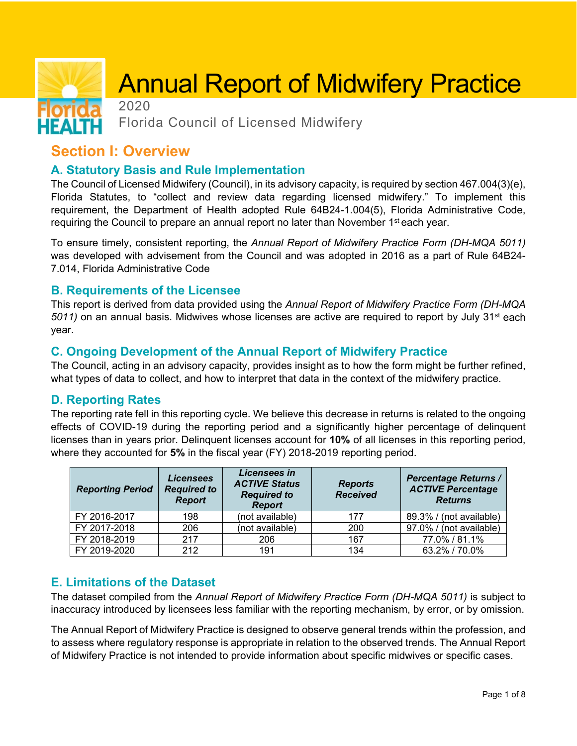# Annual Report of Midwifery Practice

2020

Florida Council of Licensed Midwifery

## Section I: Overview

### A. Statutory Basis and Rule Implementation

The Council of Licensed Midwifery (Council), in its advisory capacity, is required by section 467.004(3)(e), Florida Statutes, to "collect and review data regarding licensed midwifery." To implement this requirement, the Department of Health adopted Rule 64B24-1.004(5), Florida Administrative Code, requiring the Council to prepare an annual report no later than November 1st each year.

To ensure timely, consistent reporting, the *Annual Report of Midwifery Practice Form (DH-MQA 5011)* was developed with advisement from the Council and was adopted in 2016 as a part of Rule 64B24-7.014, Florida Administrative Code

### B. Requirements of the Licensee

This report is derived from data provided using the *Annual Report of Midwifery Practice Form (DH-MQA 5011)* on an annual basis. Midwives whose licenses are active are required to report by July 31st each year.

### C. Ongoing Development of the Annual Report of Midwifery Practice

The Council, acting in an advisory capacity, provides insight as to how the form might be further refined, what types of data to collect, and how to interpret that data in the context of the midwifery practice.

### D. Reporting Rates

The reporting rate fell in this reporting cycle. We believe this decrease in returns is related to the ongoing effects of COVID-19 during the reporting period and a significantly higher percentage of delinquent licenses than in years prior. Delinquent licenses account for **10%** of all licenses in this reporting period, where they accounted for **5%** in the fiscal year (FY) 2018-2019 reporting period.

| *Reporting Period* | *Licensees Required to Report* | *Licensees in ACTIVE Status Required to Report* | *Reports Received* | *Percentage Returns / ACTIVE Percentage Returns* |
|---|---|---|---|---|
| FY 2016-2017 | 198 | (not available) | 177 | 89.3% / (not available) |
| FY 2017-2018 | 206 | (not available) | 200 | 97.0% / (not available) |
| FY 2018-2019 | 217 | 206 | 167 | 77.0% / 81.1% |
| FY 2019-2020 | 212 | 191 | 134 | 63.2% / 70.0% |

### E. Limitations of the Dataset

The dataset compiled from the *Annual Report of Midwifery Practice Form (DH-MQA 5011)* is subject to inaccuracy introduced by licensees less familiar with the reporting mechanism, by error, or by omission.

The Annual Report of Midwifery Practice is designed to observe general trends within the profession, and to assess where regulatory response is appropriate in relation to the observed trends. The Annual Report of Midwifery Practice is not intended to provide information about specific midwives or specific cases.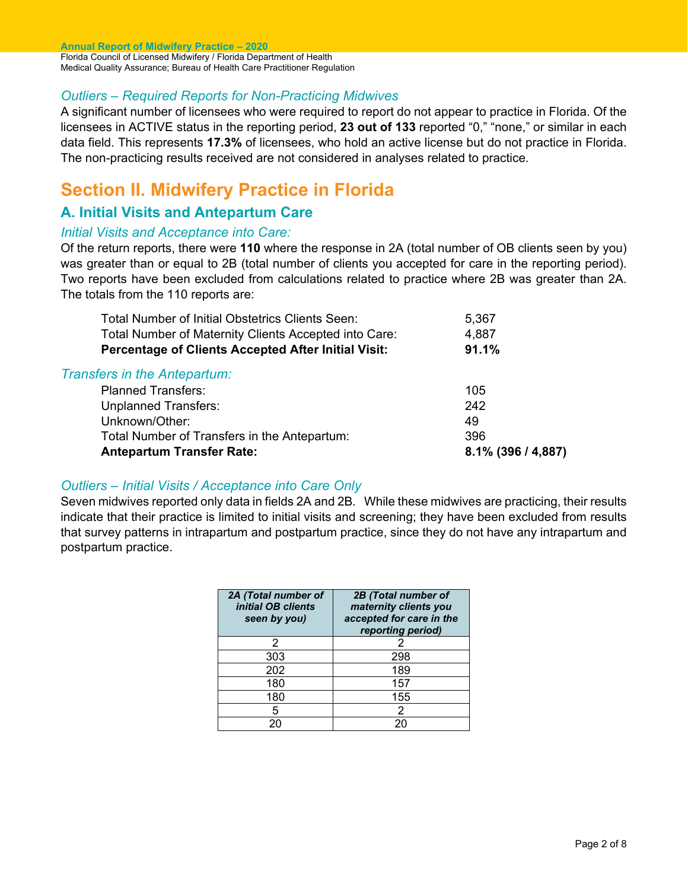### *Outliers – Required Reports for Non-Practicing Midwives*

A significant number of licensees who were required to report do not appear to practice in Florida. Of the licensees in ACTIVE status in the reporting period, **23 out of 133** reported "0," "none," or similar in each data field. This represents **17.3%** of licensees, who hold an active license but do not practice in Florida. The non-practicing results received are not considered in analyses related to practice.

# Section II. Midwifery Practice in Florida

## A. Initial Visits and Antepartum Care

### *Initial Visits and Acceptance into Care:*

Of the return reports, there were **110** where the response in 2A (total number of OB clients seen by you) was greater than or equal to 2B (total number of clients you accepted for care in the reporting period). Two reports have been excluded from calculations related to practice where 2B was greater than 2A. The totals from the 110 reports are:

| | |
|---|---|
| Total Number of Initial Obstetrics Clients Seen: | 5,367 |
| Total Number of Maternity Clients Accepted into Care: | 4,887 |
| **Percentage of Clients Accepted After Initial Visit:** | **91.1%** |

### *Transfers in the Antepartum:*

| | |
|---|---|
| Planned Transfers: | 105 |
| Unplanned Transfers: | 242 |
| Unknown/Other: | 49 |
| Total Number of Transfers in the Antepartum: | 396 |
| **Antepartum Transfer Rate:** | **8.1% (396 / 4,887)** |

### *Outliers – Initial Visits / Acceptance into Care Only*

Seven midwives reported only data in fields 2A and 2B. While these midwives are practicing, their results indicate that their practice is limited to initial visits and screening; they have been excluded from results that survey patterns in intrapartum and postpartum practice, since they do not have any intrapartum and postpartum practice.

| *2A (Total number of initial OB clients seen by you)* | *2B (Total number of maternity clients you accepted for care in the reporting period)* |
|---|---|
| 2 | 2 |
| 303 | 298 |
| 202 | 189 |
| 180 | 157 |
| 180 | 155 |
| 5 | 2 |
| 20 | 20 |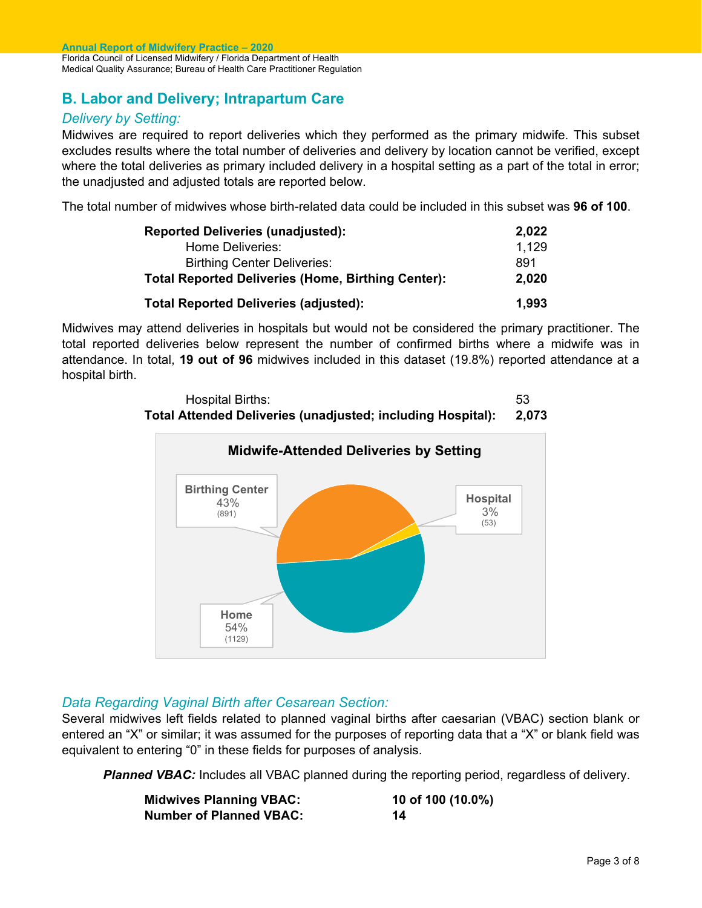## B. Labor and Delivery; Intrapartum Care

### *Delivery by Setting:*

Midwives are required to report deliveries which they performed as the primary midwife. This subset excludes results where the total number of deliveries and delivery by location cannot be verified, except where the total deliveries as primary included delivery in a hospital setting as a part of the total in error; the unadjusted and adjusted totals are reported below.

The total number of midwives whose birth-related data could be included in this subset was **96 of 100**.

| | |
|---|---|
| **Reported Deliveries (unadjusted):** | **2,022** |
| Home Deliveries: | 1,129 |
| Birthing Center Deliveries: | 891 |
| **Total Reported Deliveries (Home, Birthing Center):** | **2,020** |
| **Total Reported Deliveries (adjusted):** | **1,993** |

Midwives may attend deliveries in hospitals but would not be considered the primary practitioner. The total reported deliveries below represent the number of confirmed births where a midwife was in attendance. In total, **19 out of 96** midwives included in this dataset (19.8%) reported attendance at a hospital birth.

| | |
|---|---|
| Hospital Births: | 53 |
| **Total Attended Deliveries (unadjusted; including Hospital):** | **2,073** |

**Midwife-Attended Deliveries by Setting**

| Setting | Percent | Count |
|---|---|---|
| Birthing Center | 43% | (891) |
| Hospital | 3% | (53) |
| Home | 54% | (1129) |

### *Data Regarding Vaginal Birth after Cesarean Section:*

Several midwives left fields related to planned vaginal births after caesarian (VBAC) section blank or entered an "X" or similar; it was assumed for the purposes of reporting data that a "X" or blank field was equivalent to entering "0" in these fields for purposes of analysis.

***Planned VBAC:*** Includes all VBAC planned during the reporting period, regardless of delivery.

| | |
|---|---|
| **Midwives Planning VBAC:** | **10 of 100 (10.0%)** |
| **Number of Planned VBAC:** | **14** |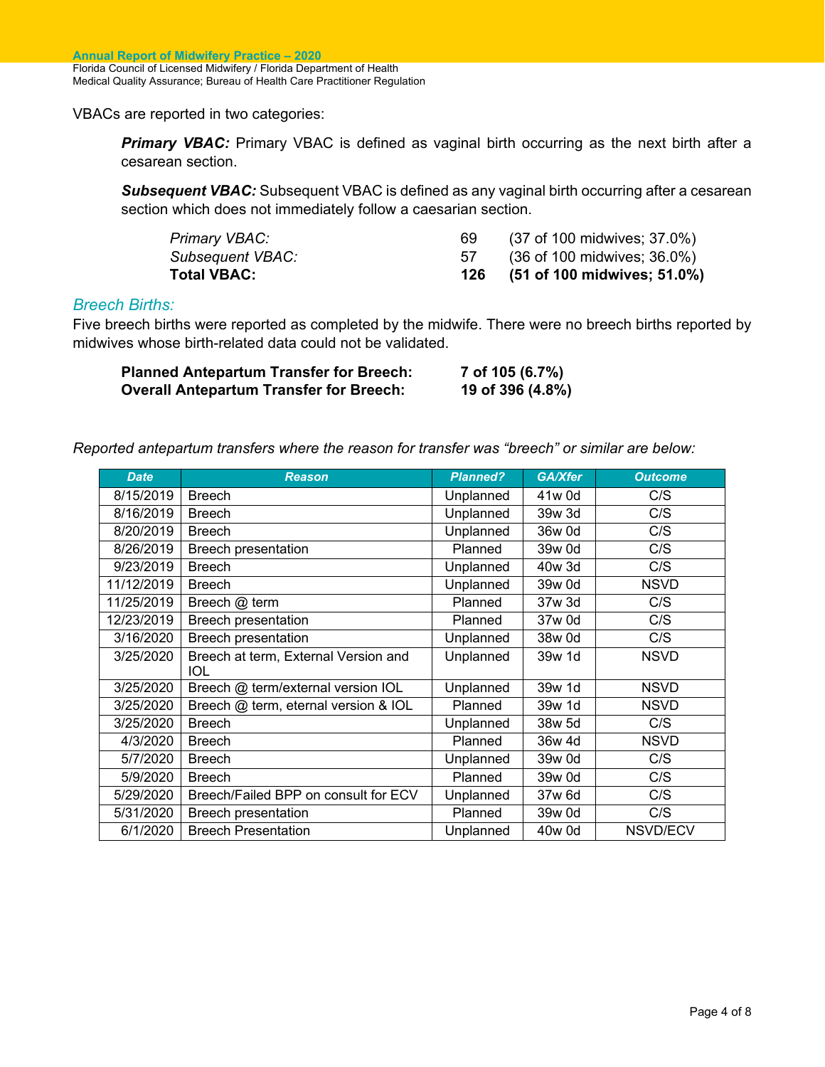VBACs are reported in two categories:

> ***Primary VBAC:*** Primary VBAC is defined as vaginal birth occurring as the next birth after a cesarean section.
>
> ***Subsequent VBAC:*** Subsequent VBAC is defined as any vaginal birth occurring after a cesarean section which does not immediately follow a caesarian section.

| | | |
|---|---|---|
| *Primary VBAC:* | 69 | (37 of 100 midwives; 37.0%) |
| *Subsequent VBAC:* | 57 | (36 of 100 midwives; 36.0%) |
| **Total VBAC:** | **126** | **(51 of 100 midwives; 51.0%)** |

## *Breech Births:*

Five breech births were reported as completed by the midwife. There were no breech births reported by midwives whose birth-related data could not be validated.

| | |
|---|---|
| **Planned Antepartum Transfer for Breech:** | **7 of 105 (6.7%)** |
| **Overall Antepartum Transfer for Breech:** | **19 of 396 (4.8%)** |

*Reported antepartum transfers where the reason for transfer was "breech" or similar are below:*

| Date | Reason | Planned? | GA/Xfer | Outcome |
|---|---|---|---|---|
| 8/15/2019 | Breech | Unplanned | 41w 0d | C/S |
| 8/16/2019 | Breech | Unplanned | 39w 3d | C/S |
| 8/20/2019 | Breech | Unplanned | 36w 0d | C/S |
| 8/26/2019 | Breech presentation | Planned | 39w 0d | C/S |
| 9/23/2019 | Breech | Unplanned | 40w 3d | C/S |
| 11/12/2019 | Breech | Unplanned | 39w 0d | NSVD |
| 11/25/2019 | Breech @ term | Planned | 37w 3d | C/S |
| 12/23/2019 | Breech presentation | Planned | 37w 0d | C/S |
| 3/16/2020 | Breech presentation | Unplanned | 38w 0d | C/S |
| 3/25/2020 | Breech at term, External Version and IOL | Unplanned | 39w 1d | NSVD |
| 3/25/2020 | Breech @ term/external version IOL | Unplanned | 39w 1d | NSVD |
| 3/25/2020 | Breech @ term, eternal version & IOL | Planned | 39w 1d | NSVD |
| 3/25/2020 | Breech | Unplanned | 38w 5d | C/S |
| 4/3/2020 | Breech | Planned | 36w 4d | NSVD |
| 5/7/2020 | Breech | Unplanned | 39w 0d | C/S |
| 5/9/2020 | Breech | Planned | 39w 0d | C/S |
| 5/29/2020 | Breech/Failed BPP on consult for ECV | Unplanned | 37w 6d | C/S |
| 5/31/2020 | Breech presentation | Planned | 39w 0d | C/S |
| 6/1/2020 | Breech Presentation | Unplanned | 40w 0d | NSVD/ECV |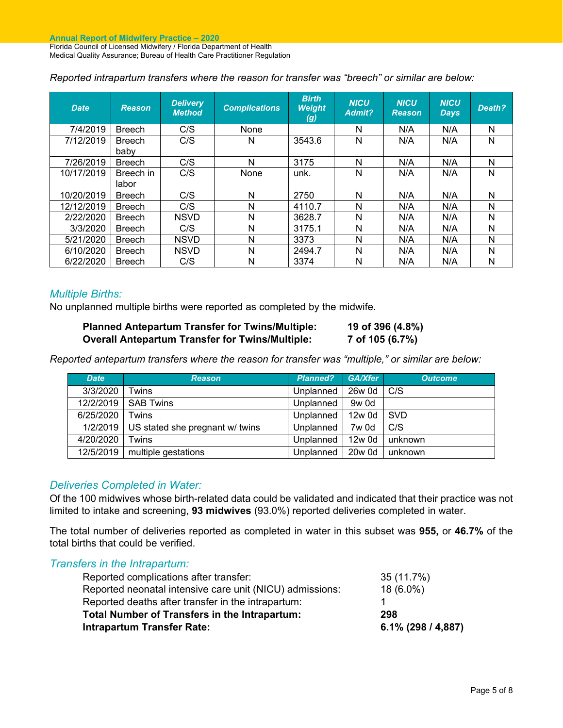*Reported intrapartum transfers where the reason for transfer was "breech" or similar are below:*

| Date | Reason | Delivery Method | Complications | Birth Weight (g) | NICU Admit? | NICU Reason | NICU Days | Death? |
|---|---|---|---|---|---|---|---|---|
| 7/4/2019 | Breech | C/S | None | | N | N/A | N/A | N |
| 7/12/2019 | Breech baby | C/S | N | 3543.6 | N | N/A | N/A | N |
| 7/26/2019 | Breech | C/S | N | 3175 | N | N/A | N/A | N |
| 10/17/2019 | Breech in labor | C/S | None | unk. | N | N/A | N/A | N |
| 10/20/2019 | Breech | C/S | N | 2750 | N | N/A | N/A | N |
| 12/12/2019 | Breech | C/S | N | 4110.7 | N | N/A | N/A | N |
| 2/22/2020 | Breech | NSVD | N | 3628.7 | N | N/A | N/A | N |
| 3/3/2020 | Breech | C/S | N | 3175.1 | N | N/A | N/A | N |
| 5/21/2020 | Breech | NSVD | N | 3373 | N | N/A | N/A | N |
| 6/10/2020 | Breech | NSVD | N | 2494.7 | N | N/A | N/A | N |
| 6/22/2020 | Breech | C/S | N | 3374 | N | N/A | N/A | N |

## *Multiple Births:*

No unplanned multiple births were reported as completed by the midwife.

**Planned Antepartum Transfer for Twins/Multiple: 19 of 396 (4.8%)**
**Overall Antepartum Transfer for Twins/Multiple: 7 of 105 (6.7%)**

*Reported antepartum transfers where the reason for transfer was "multiple," or similar are below:*

| Date | Reason | Planned? | GA/Xfer | Outcome |
|---|---|---|---|---|
| 3/3/2020 | Twins | Unplanned | 26w 0d | C/S |
| 12/2/2019 | SAB Twins | Unplanned | 9w 0d | |
| 6/25/2020 | Twins | Unplanned | 12w 0d | SVD |
| 1/2/2019 | US stated she pregnant w/ twins | Unplanned | 7w 0d | C/S |
| 4/20/2020 | Twins | Unplanned | 12w 0d | unknown |
| 12/5/2019 | multiple gestations | Unplanned | 20w 0d | unknown |

## *Deliveries Completed in Water:*

Of the 100 midwives whose birth-related data could be validated and indicated that their practice was not limited to intake and screening, **93 midwives** (93.0%) reported deliveries completed in water.

The total number of deliveries reported as completed in water in this subset was **955,** or **46.7%** of the total births that could be verified.

## *Transfers in the Intrapartum:*

| | |
|---|---|
| Reported complications after transfer: | 35 (11.7%) |
| Reported neonatal intensive care unit (NICU) admissions: | 18 (6.0%) |
| Reported deaths after transfer in the intrapartum: | 1 |
| **Total Number of Transfers in the Intrapartum:** | **298** |
| **Intrapartum Transfer Rate:** | **6.1% (298 / 4,887)** |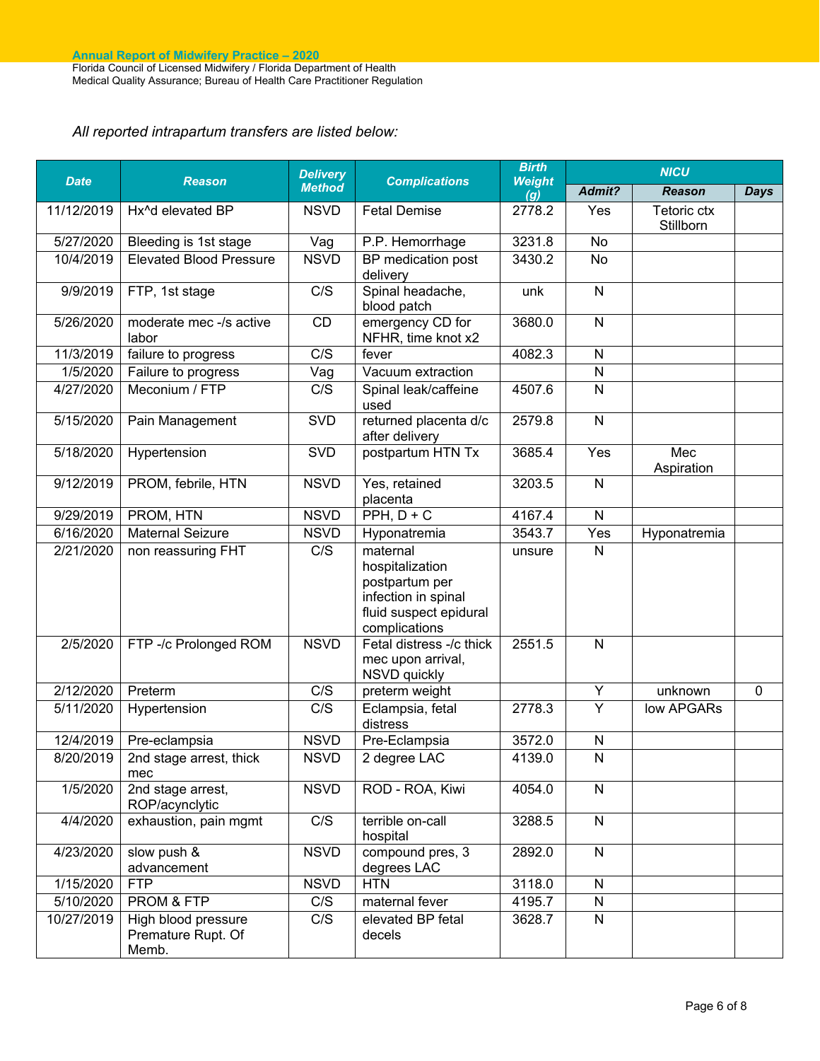*All reported intrapartum transfers are listed below:*

| Date | Reason | Delivery Method | Complications | Birth Weight (g) | NICU | | |
|---|---|---|---|---|---|---|---|
| | | | | | Admit? | Reason | Days |
| 11/12/2019 | Hx^d elevated BP | NSVD | Fetal Demise | 2778.2 | Yes | Tetoric ctx Stillborn | |
| 5/27/2020 | Bleeding is 1st stage | Vag | P.P. Hemorrhage | 3231.8 | No | | |
| 10/4/2019 | Elevated Blood Pressure | NSVD | BP medication post delivery | 3430.2 | No | | |
| 9/9/2019 | FTP, 1st stage | C/S | Spinal headache, blood patch | unk | N | | |
| 5/26/2020 | moderate mec -/s active labor | CD | emergency CD for NFHR, time knot x2 | 3680.0 | N | | |
| 11/3/2019 | failure to progress | C/S | fever | 4082.3 | N | | |
| 1/5/2020 | Failure to progress | Vag | Vacuum extraction | | N | | |
| 4/27/2020 | Meconium / FTP | C/S | Spinal leak/caffeine used | 4507.6 | N | | |
| 5/15/2020 | Pain Management | SVD | returned placenta d/c after delivery | 2579.8 | N | | |
| 5/18/2020 | Hypertension | SVD | postpartum HTN Tx | 3685.4 | Yes | Mec Aspiration | |
| 9/12/2019 | PROM, febrile, HTN | NSVD | Yes, retained placenta | 3203.5 | N | | |
| 9/29/2019 | PROM, HTN | NSVD | PPH, D + C | 4167.4 | N | | |
| 6/16/2020 | Maternal Seizure | NSVD | Hyponatremia | 3543.7 | Yes | Hyponatremia | |
| 2/21/2020 | non reassuring FHT | C/S | maternal hospitalization postpartum per infection in spinal fluid suspect epidural complications | unsure | N | | |
| 2/5/2020 | FTP -/c Prolonged ROM | NSVD | Fetal distress -/c thick mec upon arrival, NSVD quickly | 2551.5 | N | | |
| 2/12/2020 | Preterm | C/S | preterm weight | | Y | unknown | 0 |
| 5/11/2020 | Hypertension | C/S | Eclampsia, fetal distress | 2778.3 | Y | low APGARs | |
| 12/4/2019 | Pre-eclampsia | NSVD | Pre-Eclampsia | 3572.0 | N | | |
| 8/20/2019 | 2nd stage arrest, thick mec | NSVD | 2 degree LAC | 4139.0 | N | | |
| 1/5/2020 | 2nd stage arrest, ROP/acynclytic | NSVD | ROD - ROA, Kiwi | 4054.0 | N | | |
| 4/4/2020 | exhaustion, pain mgmt | C/S | terrible on-call hospital | 3288.5 | N | | |
| 4/23/2020 | slow push & advancement | NSVD | compound pres, 3 degrees LAC | 2892.0 | N | | |
| 1/15/2020 | FTP | NSVD | HTN | 3118.0 | N | | |
| 5/10/2020 | PROM & FTP | C/S | maternal fever | 4195.7 | N | | |
| 10/27/2019 | High blood pressure Premature Rupt. Of Memb. | C/S | elevated BP fetal decels | 3628.7 | N | | |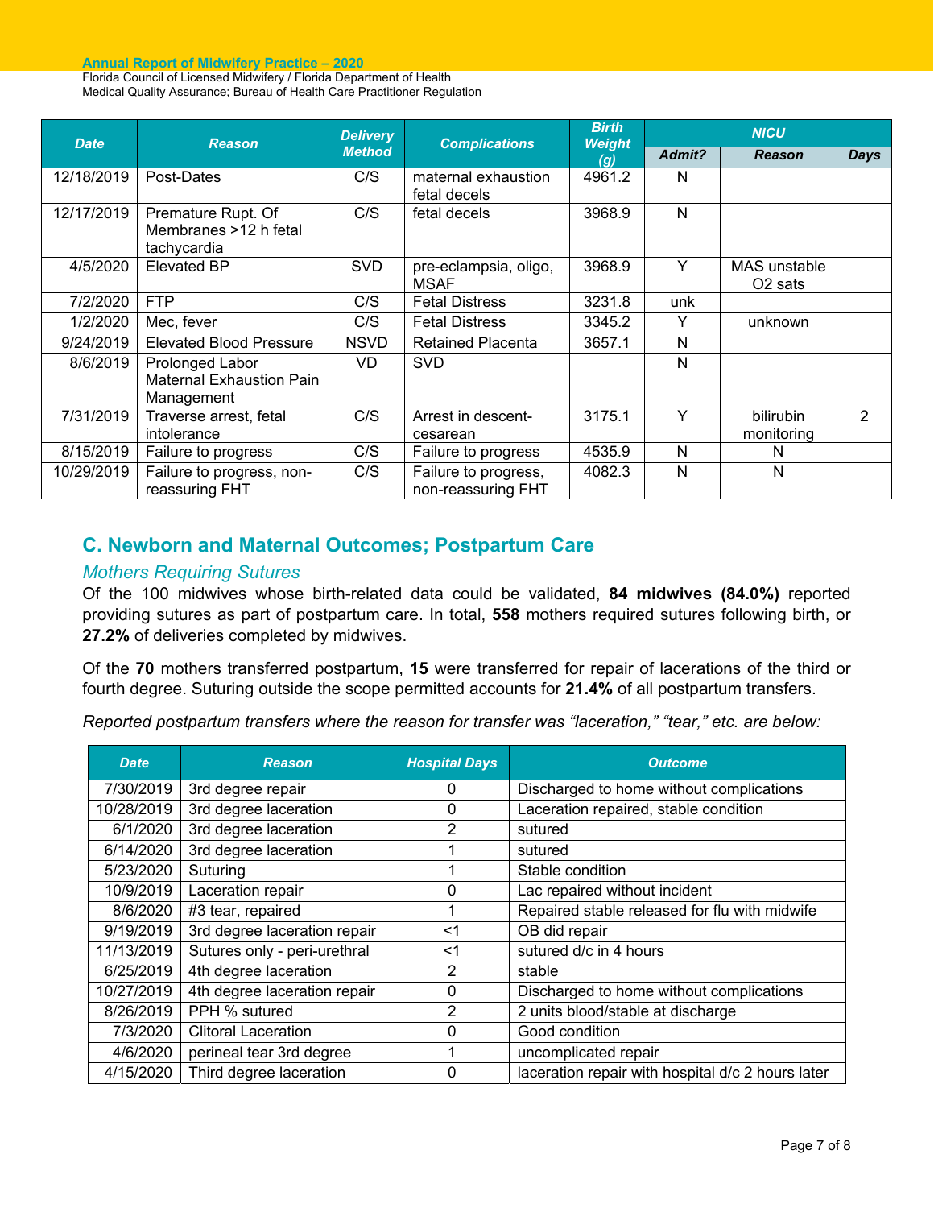| Date | Reason | Delivery Method | Complications | Birth Weight (g) | NICU | | |
|---|---|---|---|---|---|---|---|
| | | | | | Admit? | Reason | Days |
| 12/18/2019 | Post-Dates | C/S | maternal exhaustion fetal decels | 4961.2 | N | | |
| 12/17/2019 | Premature Rupt. Of Membranes >12 h fetal tachycardia | C/S | fetal decels | 3968.9 | N | | |
| 4/5/2020 | Elevated BP | SVD | pre-eclampsia, oligo, MSAF | 3968.9 | Y | MAS unstable O2 sats | |
| 7/2/2020 | FTP | C/S | Fetal Distress | 3231.8 | unk | | |
| 1/2/2020 | Mec, fever | C/S | Fetal Distress | 3345.2 | Y | unknown | |
| 9/24/2019 | Elevated Blood Pressure | NSVD | Retained Placenta | 3657.1 | N | | |
| 8/6/2019 | Prolonged Labor Maternal Exhaustion Pain Management | VD | SVD | | N | | |
| 7/31/2019 | Traverse arrest, fetal intolerance | C/S | Arrest in descent-cesarean | 3175.1 | Y | bilirubin monitoring | 2 |
| 8/15/2019 | Failure to progress | C/S | Failure to progress | 4535.9 | N | N | |
| 10/29/2019 | Failure to progress, non-reassuring FHT | C/S | Failure to progress, non-reassuring FHT | 4082.3 | N | N | |

## C. Newborn and Maternal Outcomes; Postpartum Care

### *Mothers Requiring Sutures*

Of the 100 midwives whose birth-related data could be validated, **84 midwives (84.0%)** reported providing sutures as part of postpartum care. In total, **558** mothers required sutures following birth, or **27.2%** of deliveries completed by midwives.

Of the **70** mothers transferred postpartum, **15** were transferred for repair of lacerations of the third or fourth degree. Suturing outside the scope permitted accounts for **21.4%** of all postpartum transfers.

*Reported postpartum transfers where the reason for transfer was "laceration," "tear," etc. are below:*

| Date | Reason | Hospital Days | Outcome |
|---|---|---|---|
| 7/30/2019 | 3rd degree repair | 0 | Discharged to home without complications |
| 10/28/2019 | 3rd degree laceration | 0 | Laceration repaired, stable condition |
| 6/1/2020 | 3rd degree laceration | 2 | sutured |
| 6/14/2020 | 3rd degree laceration | 1 | sutured |
| 5/23/2020 | Suturing | 1 | Stable condition |
| 10/9/2019 | Laceration repair | 0 | Lac repaired without incident |
| 8/6/2020 | #3 tear, repaired | 1 | Repaired stable released for flu with midwife |
| 9/19/2019 | 3rd degree laceration repair | <1 | OB did repair |
| 11/13/2019 | Sutures only - peri-urethral | <1 | sutured d/c in 4 hours |
| 6/25/2019 | 4th degree laceration | 2 | stable |
| 10/27/2019 | 4th degree laceration repair | 0 | Discharged to home without complications |
| 8/26/2019 | PPH % sutured | 2 | 2 units blood/stable at discharge |
| 7/3/2020 | Clitoral Laceration | 0 | Good condition |
| 4/6/2020 | perineal tear 3rd degree | 1 | uncomplicated repair |
| 4/15/2020 | Third degree laceration | 0 | laceration repair with hospital d/c 2 hours later |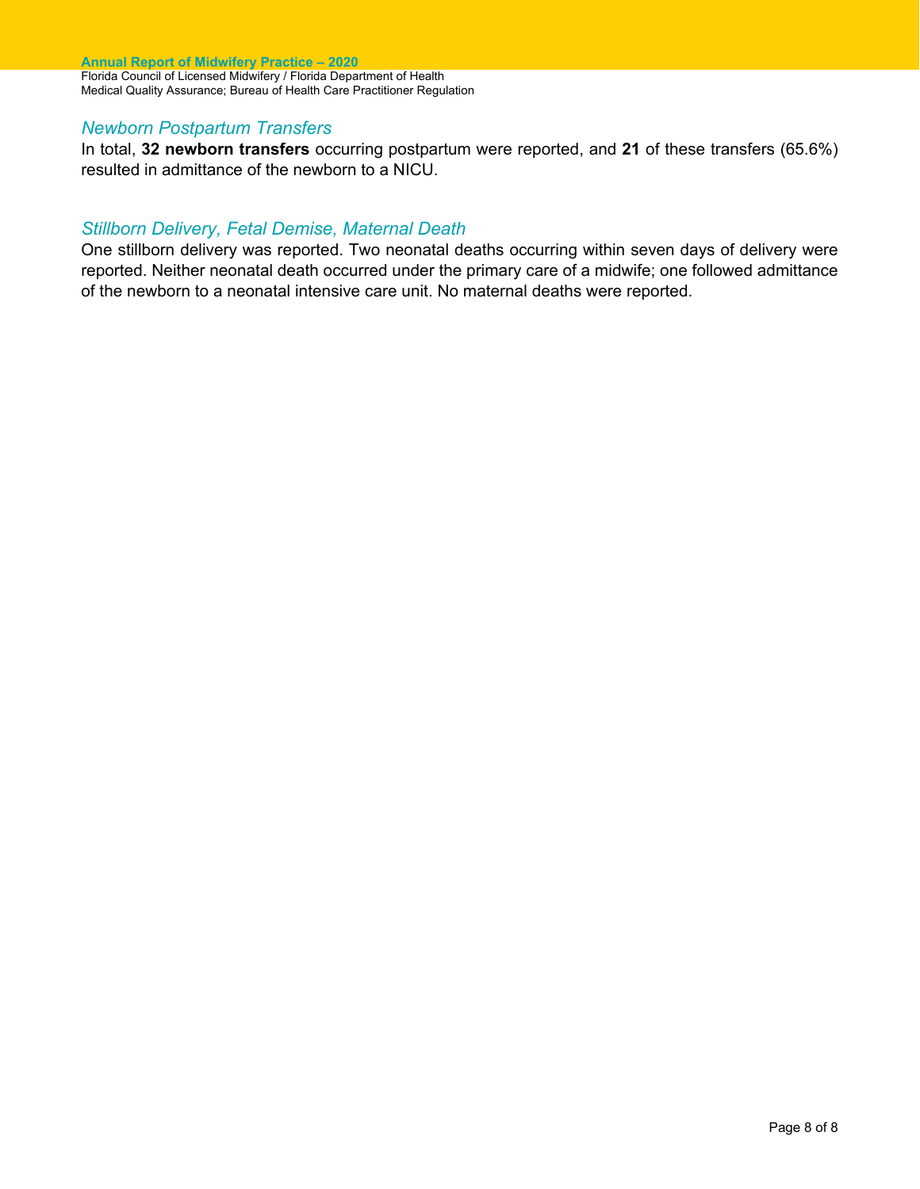### *Newborn Postpartum Transfers*

In total, **32 newborn transfers** occurring postpartum were reported, and **21** of these transfers (65.6%) resulted in admittance of the newborn to a NICU.

### *Stillborn Delivery, Fetal Demise, Maternal Death*

One stillborn delivery was reported. Two neonatal deaths occurring within seven days of delivery were reported. Neither neonatal death occurred under the primary care of a midwife; one followed admittance of the newborn to a neonatal intensive care unit. No maternal deaths were reported.